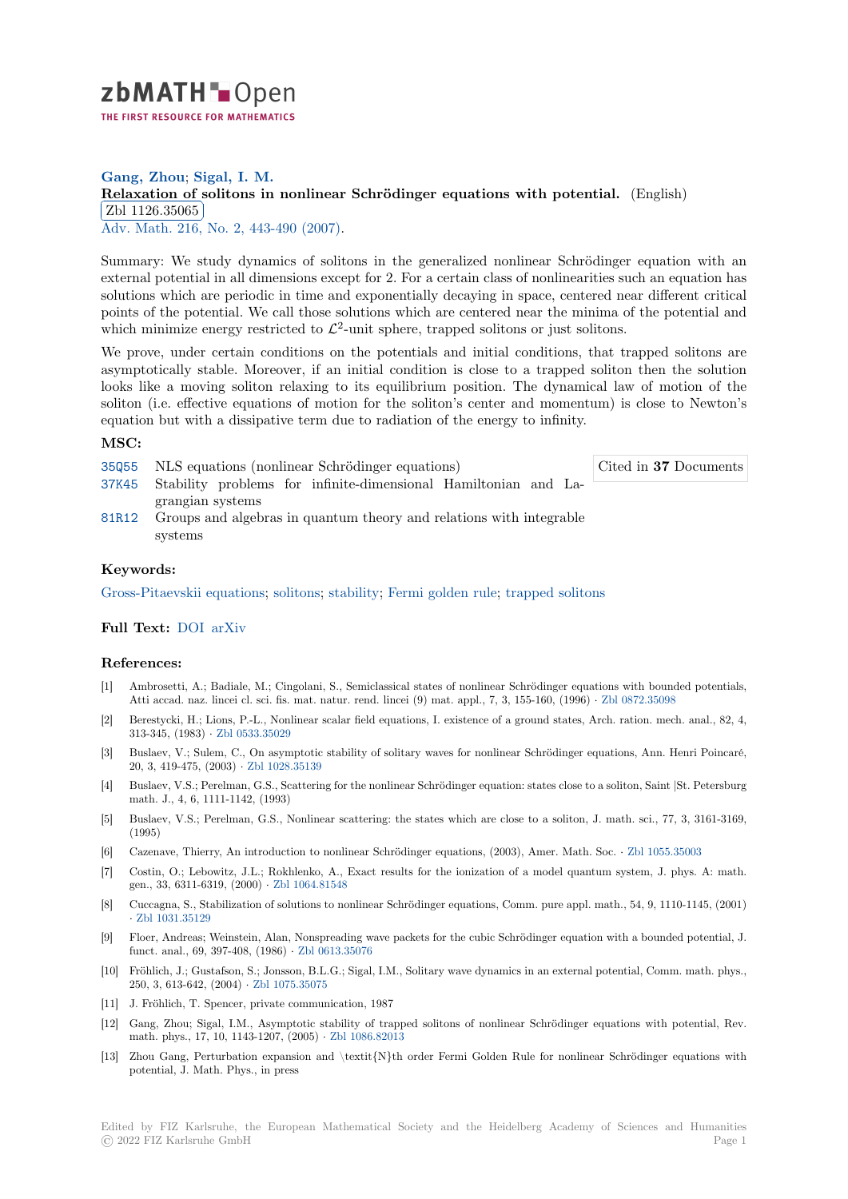zbMATH Open — THE FIRST RESOURCE FOR MATHEMATICS

**Gang, Zhou**; **Sigal, I. M.**

**Relaxation of solitons in nonlinear Schrödinger equations with potential.** (English)

Zbl 1126.35065

Adv. Math. 216, No. 2, 443-490 (2007).

Summary: We study dynamics of solitons in the generalized nonlinear Schrödinger equation with an external potential in all dimensions except for 2. For a certain class of nonlinearities such an equation has solutions which are periodic in time and exponentially decaying in space, centered near different critical points of the potential. We call those solutions which are centered near the minima of the potential and which minimize energy restricted to $\mathcal{L}^2$-unit sphere, trapped solitons or just solitons.

We prove, under certain conditions on the potentials and initial conditions, that trapped solitons are asymptotically stable. Moreover, if an initial condition is close to a trapped soliton then the solution looks like a moving soliton relaxing to its equilibrium position. The dynamical law of motion of the soliton (i.e. effective equations of motion for the soliton's center and momentum) is close to Newton's equation but with a dissipative term due to radiation of the energy to infinity.

### MSC:

- 35Q55 NLS equations (nonlinear Schrödinger equations)
- 37K45 Stability problems for infinite-dimensional Hamiltonian and Lagrangian systems
- 81R12 Groups and algebras in quantum theory and relations with integrable systems

Cited in **37** Documents

### Keywords:

Gross-Pitaevskii equations; solitons; stability; Fermi golden rule; trapped solitons

### Full Text:

DOI arXiv

### References:

- [1] Ambrosetti, A.; Badiale, M.; Cingolani, S., Semiclassical states of nonlinear Schrödinger equations with bounded potentials, Atti accad. naz. lincei cl. sci. fis. mat. natur. rend. lincei (9) mat. appl., 7, 3, 155-160, (1996) · Zbl 0872.35098
- [2] Berestycki, H.; Lions, P.-L., Nonlinear scalar field equations, I. existence of a ground states, Arch. ration. mech. anal., 82, 4, 313-345, (1983) · Zbl 0533.35029
- [3] Buslaev, V.; Sulem, C., On asymptotic stability of solitary waves for nonlinear Schrödinger equations, Ann. Henri Poincaré, 20, 3, 419-475, (2003) · Zbl 1028.35139
- [4] Buslaev, V.S.; Perelman, G.S., Scattering for the nonlinear Schrödinger equation: states close to a soliton, Saint |St. Petersburg math. J., 4, 6, 1111-1142, (1993)
- [5] Buslaev, V.S.; Perelman, G.S., Nonlinear scattering: the states which are close to a soliton, J. math. sci., 77, 3, 3161-3169, (1995)
- [6] Cazenave, Thierry, An introduction to nonlinear Schrödinger equations, (2003), Amer. Math. Soc. · Zbl 1055.35003
- [7] Costin, O.; Lebowitz, J.L.; Rokhlenko, A., Exact results for the ionization of a model quantum system, J. phys. A: math. gen., 33, 6311-6319, (2000) · Zbl 1064.81548
- [8] Cuccagna, S., Stabilization of solutions to nonlinear Schrödinger equations, Comm. pure appl. math., 54, 9, 1110-1145, (2001) · Zbl 1031.35129
- [9] Floer, Andreas; Weinstein, Alan, Nonspreading wave packets for the cubic Schrödinger equation with a bounded potential, J. funct. anal., 69, 397-408, (1986) · Zbl 0613.35076
- [10] Fröhlich, J.; Gustafson, S.; Jonsson, B.L.G.; Sigal, I.M., Solitary wave dynamics in an external potential, Comm. math. phys., 250, 3, 613-642, (2004) · Zbl 1075.35075
- [11] J. Fröhlich, T. Spencer, private communication, 1987
- [12] Gang, Zhou; Sigal, I.M., Asymptotic stability of trapped solitons of nonlinear Schrödinger equations with potential, Rev. math. phys., 17, 10, 1143-1207, (2005) · Zbl 1086.82013
- [13] Zhou Gang, Perturbation expansion and \textit{N}th order Fermi Golden Rule for nonlinear Schrödinger equations with potential, J. Math. Phys., in press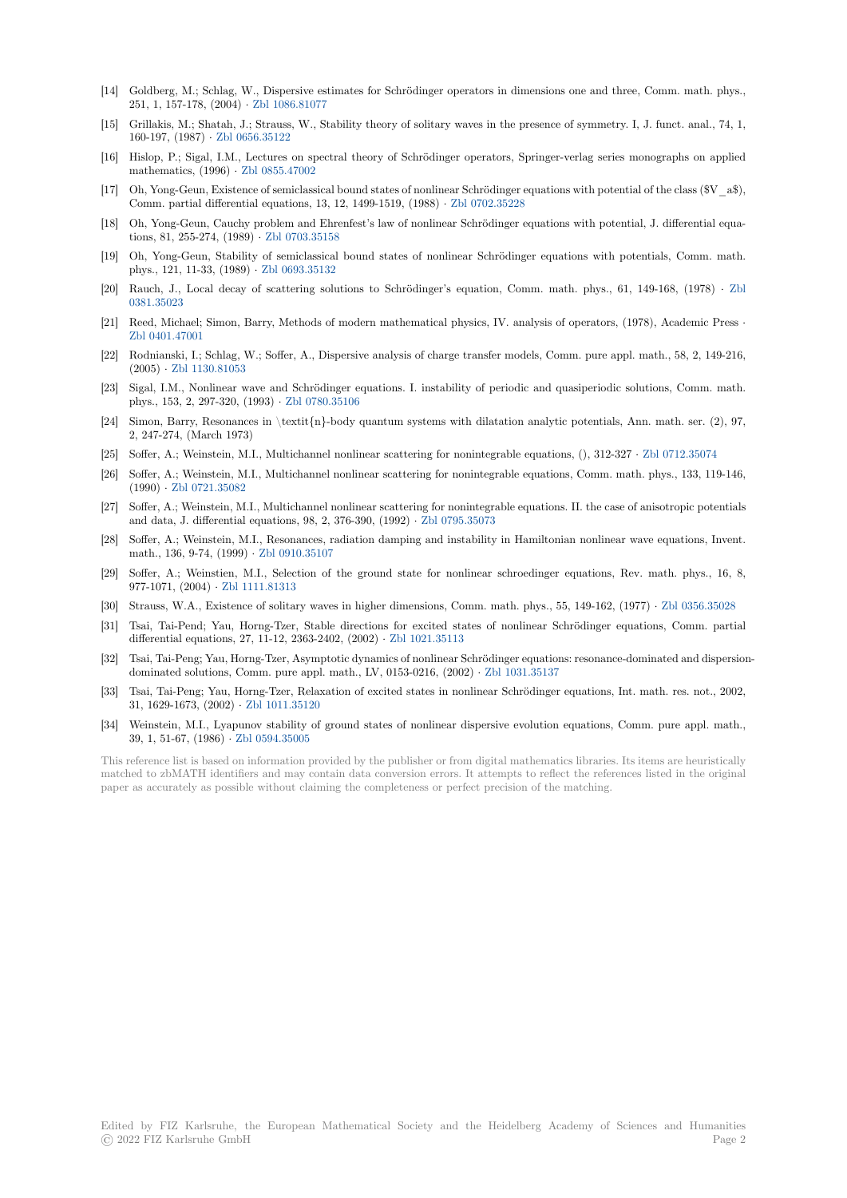[14] Goldberg, M.; Schlag, W., Dispersive estimates for Schrödinger operators in dimensions one and three, Comm. math. phys., 251, 1, 157-178, (2004) · Zbl 1086.81077

[15] Grillakis, M.; Shatah, J.; Strauss, W., Stability theory of solitary waves in the presence of symmetry. I, J. funct. anal., 74, 1, 160-197, (1987) · Zbl 0656.35122

[16] Hislop, P.; Sigal, I.M., Lectures on spectral theory of Schrödinger operators, Springer-verlag series monographs on applied mathematics, (1996) · Zbl 0855.47002

[17] Oh, Yong-Geun, Existence of semiclassical bound states of nonlinear Schrödinger equations with potential of the class ($V_a$), Comm. partial differential equations, 13, 12, 1499-1519, (1988) · Zbl 0702.35228

[18] Oh, Yong-Geun, Cauchy problem and Ehrenfest's law of nonlinear Schrödinger equations with potential, J. differential equations, 81, 255-274, (1989) · Zbl 0703.35158

[19] Oh, Yong-Geun, Stability of semiclassical bound states of nonlinear Schrödinger equations with potentials, Comm. math. phys., 121, 11-33, (1989) · Zbl 0693.35132

[20] Rauch, J., Local decay of scattering solutions to Schrödinger's equation, Comm. math. phys., 61, 149-168, (1978) · Zbl 0381.35023

[21] Reed, Michael; Simon, Barry, Methods of modern mathematical physics, IV. analysis of operators, (1978), Academic Press · Zbl 0401.47001

[22] Rodnianski, I.; Schlag, W.; Soffer, A., Dispersive analysis of charge transfer models, Comm. pure appl. math., 58, 2, 149-216, (2005) · Zbl 1130.81053

[23] Sigal, I.M., Nonlinear wave and Schrödinger equations. I. instability of periodic and quasiperiodic solutions, Comm. math. phys., 153, 2, 297-320, (1993) · Zbl 0780.35106

[24] Simon, Barry, Resonances in \textit{n}-body quantum systems with dilatation analytic potentials, Ann. math. ser. (2), 97, 2, 247-274, (March 1973)

[25] Soffer, A.; Weinstein, M.I., Multichannel nonlinear scattering for nonintegrable equations, (), 312-327 · Zbl 0712.35074

[26] Soffer, A.; Weinstein, M.I., Multichannel nonlinear scattering for nonintegrable equations, Comm. math. phys., 133, 119-146, (1990) · Zbl 0721.35082

[27] Soffer, A.; Weinstein, M.I., Multichannel nonlinear scattering for nonintegrable equations. II. the case of anisotropic potentials and data, J. differential equations, 98, 2, 376-390, (1992) · Zbl 0795.35073

[28] Soffer, A.; Weinstein, M.I., Resonances, radiation damping and instability in Hamiltonian nonlinear wave equations, Invent. math., 136, 9-74, (1999) · Zbl 0910.35107

[29] Soffer, A.; Weinstien, M.I., Selection of the ground state for nonlinear schroedinger equations, Rev. math. phys., 16, 8, 977-1071, (2004) · Zbl 1111.81313

[30] Strauss, W.A., Existence of solitary waves in higher dimensions, Comm. math. phys., 55, 149-162, (1977) · Zbl 0356.35028

[31] Tsai, Tai-Pend; Yau, Horng-Tzer, Stable directions for excited states of nonlinear Schrödinger equations, Comm. partial differential equations, 27, 11-12, 2363-2402, (2002) · Zbl 1021.35113

[32] Tsai, Tai-Peng; Yau, Horng-Tzer, Asymptotic dynamics of nonlinear Schrödinger equations: resonance-dominated and dispersion-dominated solutions, Comm. pure appl. math., LV, 0153-0216, (2002) · Zbl 1031.35137

[33] Tsai, Tai-Peng; Yau, Horng-Tzer, Relaxation of excited states in nonlinear Schrödinger equations, Int. math. res. not., 2002, 31, 1629-1673, (2002) · Zbl 1011.35120

[34] Weinstein, M.I., Lyapunov stability of ground states of nonlinear dispersive evolution equations, Comm. pure appl. math., 39, 1, 51-67, (1986) · Zbl 0594.35005

This reference list is based on information provided by the publisher or from digital mathematics libraries. Its items are heuristically matched to zbMATH identifiers and may contain data conversion errors. It attempts to reflect the references listed in the original paper as accurately as possible without claiming the completeness or perfect precision of the matching.